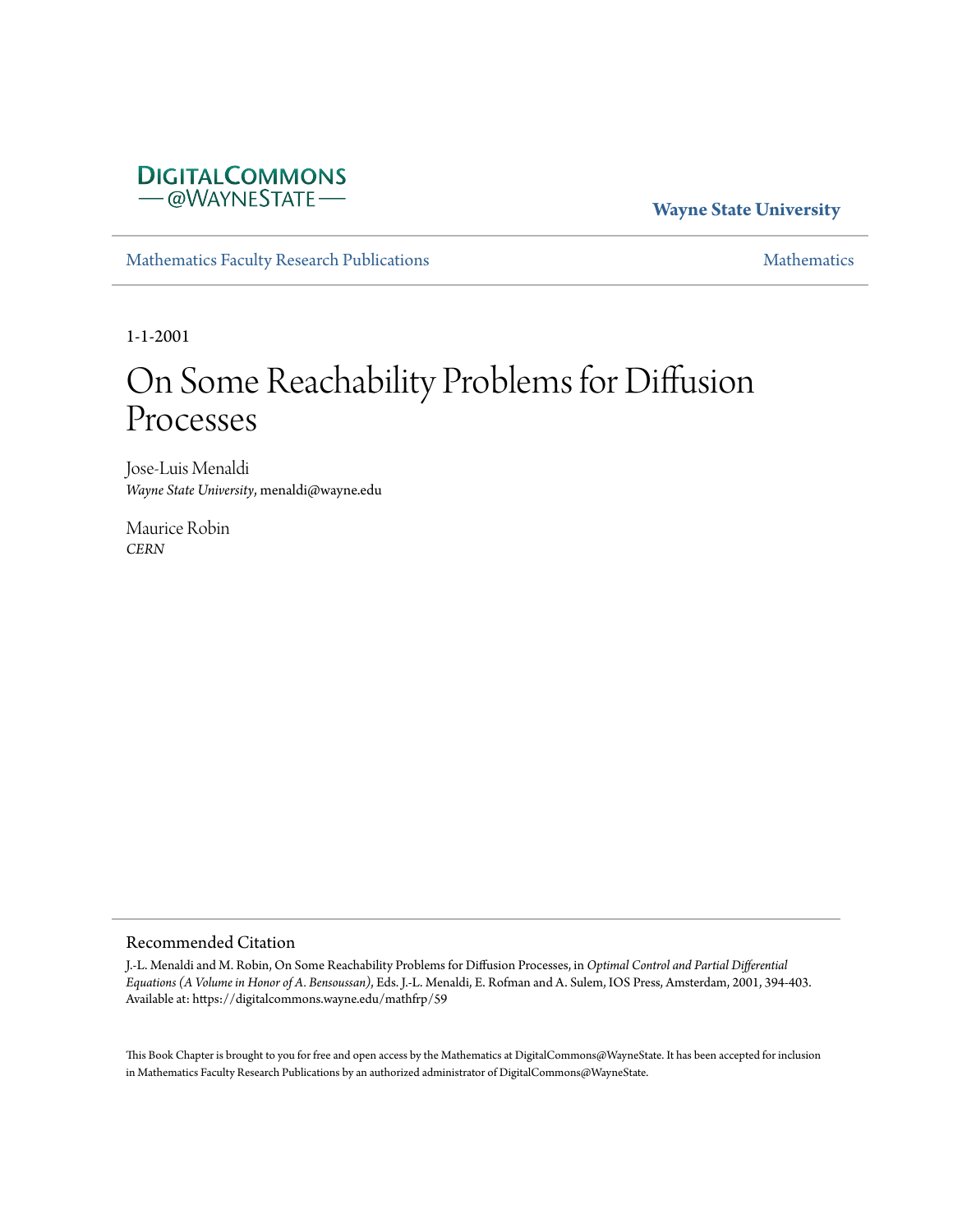DIGITALCOMMONS
— @WAYNESTATE —

**Wayne State University**

Mathematics Faculty Research Publications — Mathematics

1-1-2001

# On Some Reachability Problems for Diffusion Processes

Jose-Luis Menaldi
*Wayne State University*, menaldi@wayne.edu

Maurice Robin
*CERN*

## Recommended Citation

J.-L. Menaldi and M. Robin, On Some Reachability Problems for Diffusion Processes, in *Optimal Control and Partial Differential Equations (A Volume in Honor of A. Bensoussan)*, Eds. J.-L. Menaldi, E. Rofman and A. Sulem, IOS Press, Amsterdam, 2001, 394-403.
Available at: https://digitalcommons.wayne.edu/mathfrp/59

This Book Chapter is brought to you for free and open access by the Mathematics at DigitalCommons@WayneState. It has been accepted for inclusion in Mathematics Faculty Research Publications by an authorized administrator of DigitalCommons@WayneState.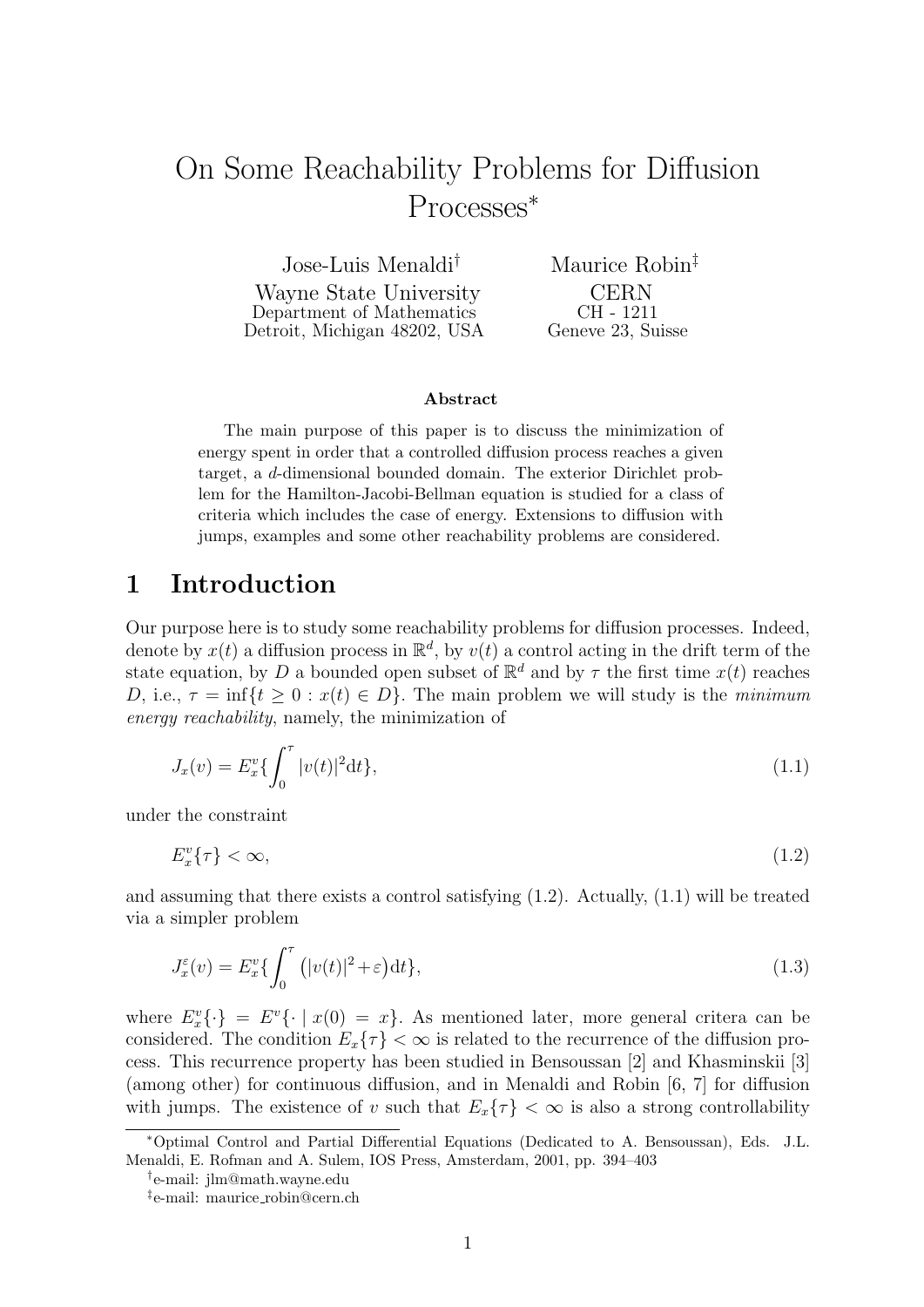# On Some Reachability Problems for Diffusion Processes*

Jose-Luis Menaldi† — Wayne State University, Department of Mathematics, Detroit, Michigan 48202, USA

Maurice Robin‡ — CERN, CH - 1211, Geneve 23, Suisse

### Abstract

The main purpose of this paper is to discuss the minimization of energy spent in order that a controlled diffusion process reaches a given target, a $d$-dimensional bounded domain. The exterior Dirichlet problem for the Hamilton-Jacobi-Bellman equation is studied for a class of criteria which includes the case of energy. Extensions to diffusion with jumps, examples and some other reachability problems are considered.

## 1 Introduction

Our purpose here is to study some reachability problems for diffusion processes. Indeed, denote by $x(t)$ a diffusion process in $\mathbb{R}^d$, by $v(t)$ a control acting in the drift term of the state equation, by $D$ a bounded open subset of $\mathbb{R}^d$ and by $\tau$ the first time $x(t)$ reaches $D$, i.e., $\tau = \inf\{t \geq 0 : x(t) \in D\}$. The main problem we will study is the *minimum energy reachability*, namely, the minimization of

$$J_x(v) = E^v_x\{\int_0^\tau |v(t)|^2 \mathrm{d}t\}, \tag{1.1}$$

under the constraint

$$E^v_x\{\tau\} < \infty, \tag{1.2}$$

and assuming that there exists a control satisfying (1.2). Actually, (1.1) will be treated via a simpler problem

$$J^\varepsilon_x(v) = E^v_x\{\int_0^\tau \big(|v(t)|^2 + \varepsilon\big) \mathrm{d}t\}, \tag{1.3}$$

where $E^v_x\{\cdot\} = E^v\{\cdot \mid x(0) = x\}$. As mentioned later, more general critera can be considered. The condition $E_x\{\tau\} < \infty$ is related to the recurrence of the diffusion process. This recurrence property has been studied in Bensoussan [2] and Khasminskii [3] (among other) for continuous diffusion, and in Menaldi and Robin [6, 7] for diffusion with jumps. The existence of $v$ such that $E_x\{\tau\} < \infty$ is also a strong controllability

---

*Optimal Control and Partial Differential Equations (Dedicated to A. Bensoussan), Eds. J.L. Menaldi, E. Rofman and A. Sulem, IOS Press, Amsterdam, 2001, pp. 394–403

†e-mail: jlm@math.wayne.edu

‡e-mail: maurice_robin@cern.ch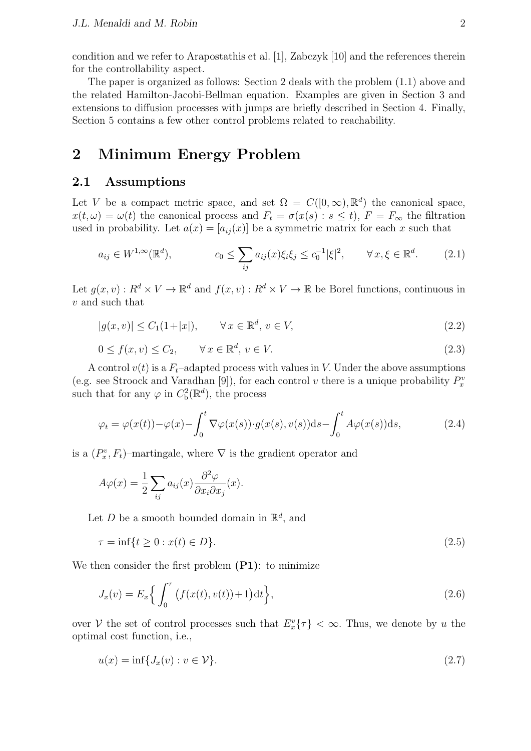condition and we refer to Arapostathis et al. [1], Zabczyk [10] and the references therein for the controllability aspect.

The paper is organized as follows: Section 2 deals with the problem (1.1) above and the related Hamilton-Jacobi-Bellman equation. Examples are given in Section 3 and extensions to diffusion processes with jumps are briefly described in Section 4. Finally, Section 5 contains a few other control problems related to reachability.

# 2 Minimum Energy Problem

## 2.1 Assumptions

Let $V$ be a compact metric space, and set $\Omega = C([0,\infty),\mathbb{R}^d)$ the canonical space, $x(t,\omega) = \omega(t)$ the canonical process and $F_t = \sigma(x(s) : s \leq t)$, $F = F_\infty$ the filtration used in probability. Let $a(x) = [a_{ij}(x)]$ be a symmetric matrix for each $x$ such that

$$a_{ij} \in W^{1,\infty}(\mathbb{R}^d), \qquad c_0 \leq \sum_{ij} a_{ij}(x)\xi_i\xi_j \leq c_0^{-1}|\xi|^2, \qquad \forall\, x,\xi \in \mathbb{R}^d. \tag{2.1}$$

Let $g(x,v) : R^d \times V \to \mathbb{R}^d$ and $f(x,v) : R^d \times V \to \mathbb{R}$ be Borel functions, continuous in $v$ and such that

$$|g(x,v)| \leq C_1(1+|x|), \qquad \forall\, x \in \mathbb{R}^d,\; v \in V, \tag{2.2}$$

$$0 \leq f(x,v) \leq C_2, \qquad \forall\, x \in \mathbb{R}^d,\; v \in V. \tag{2.3}$$

A control $v(t)$ is a $F_t$–adapted process with values in $V$. Under the above assumptions (e.g. see Stroock and Varadhan [9]), for each control $v$ there is a unique probability $P_x^v$ such that for any $\varphi$ in $C_b^2(\mathbb{R}^d)$, the process

$$\varphi_t = \varphi(x(t)) - \varphi(x) - \int_0^t \nabla\varphi(x(s))\cdot g(x(s),v(s))\mathrm{d}s - \int_0^t A\varphi(x(s))\mathrm{d}s, \tag{2.4}$$

is a $(P_x^v, F_t)$–martingale, where $\nabla$ is the gradient operator and

$$A\varphi(x) = \frac{1}{2}\sum_{ij} a_{ij}(x)\frac{\partial^2\varphi}{\partial x_i \partial x_j}(x).$$

Let $D$ be a smooth bounded domain in $\mathbb{R}^d$, and

$$\tau = \inf\{t \geq 0 : x(t) \in D\}. \tag{2.5}$$

We then consider the first problem **(P1)**: to minimize

$$J_x(v) = E_x\Big\{ \int_0^\tau \big(f(x(t),v(t)) + 1\big)\mathrm{d}t \Big\}, \tag{2.6}$$

over $\mathcal{V}$ the set of control processes such that $E_x^v\{\tau\} < \infty$. Thus, we denote by $u$ the optimal cost function, i.e.,

$$u(x) = \inf\{J_x(v) : v \in \mathcal{V}\}. \tag{2.7}$$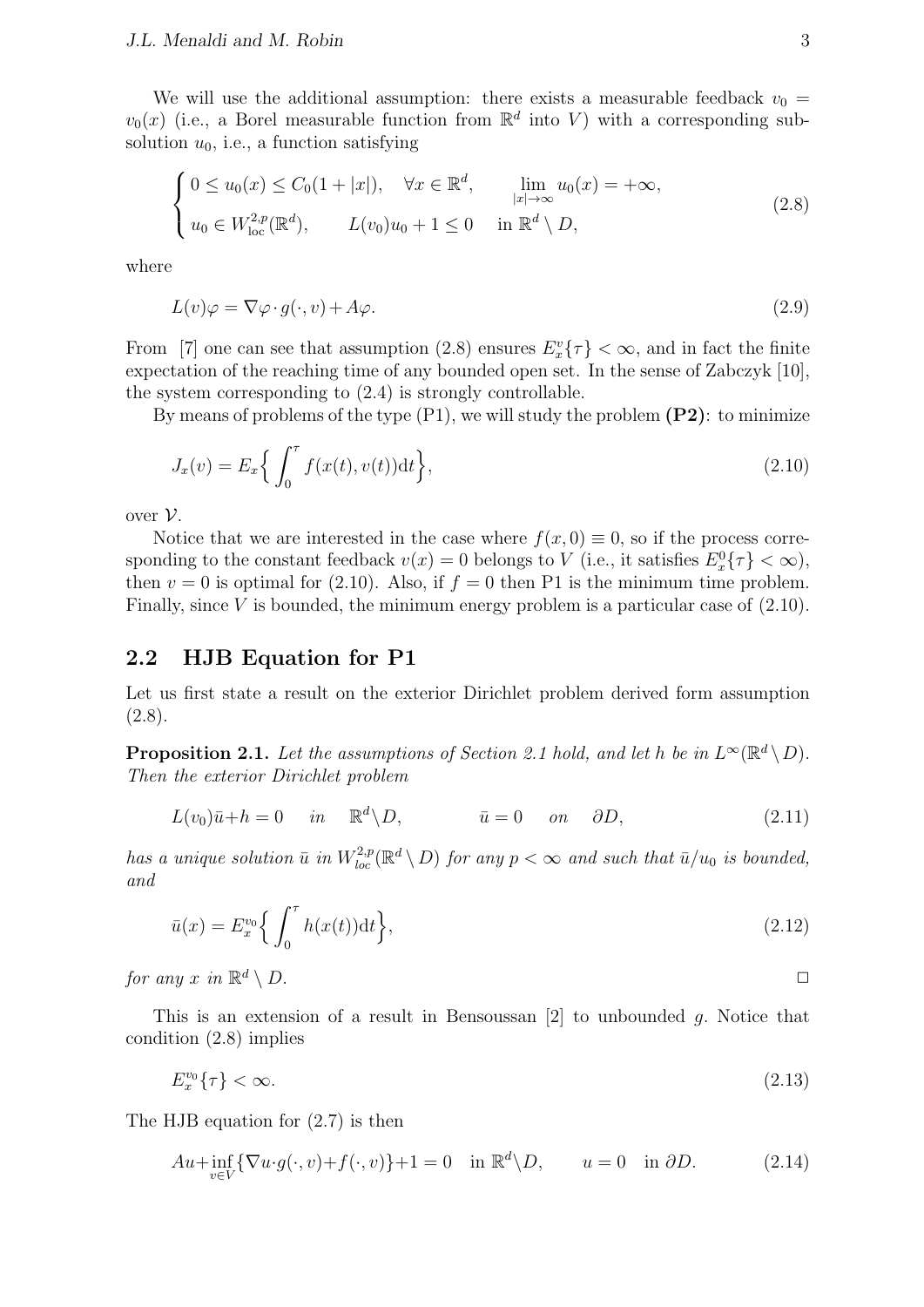We will use the additional assumption: there exists a measurable feedback $v_0 = v_0(x)$ (i.e., a Borel measurable function from $\mathbb{R}^d$ into $V$) with a corresponding subsolution $u_0$, i.e., a function satisfying

$$
\begin{cases} 0 \le u_0(x) \le C_0(1+|x|), \quad \forall x \in \mathbb{R}^d, & \lim\limits_{|x|\to\infty} u_0(x) = +\infty, \\ u_0 \in W^{2,p}_{\mathrm{loc}}(\mathbb{R}^d), \qquad L(v_0)u_0 + 1 \le 0 & \text{in } \mathbb{R}^d \setminus D, \end{cases} \tag{2.8}
$$

where

$$
L(v)\varphi = \nabla\varphi \cdot g(\cdot, v) + A\varphi. \tag{2.9}
$$

From [7] one can see that assumption (2.8) ensures $E^v_x\{\tau\} < \infty$, and in fact the finite expectation of the reaching time of any bounded open set. In the sense of Zabczyk [10], the system corresponding to (2.4) is strongly controllable.

By means of problems of the type (P1), we will study the problem **(P2)**: to minimize

$$
J_x(v) = E_x\Big\{ \int_0^\tau f(x(t), v(t))\mathrm{d}t \Big\}, \tag{2.10}
$$

over $\mathcal{V}$.

Notice that we are interested in the case where $f(x,0) \equiv 0$, so if the process corresponding to the constant feedback $v(x) = 0$ belongs to $V$ (i.e., it satisfies $E^0_x\{\tau\} < \infty$), then $v = 0$ is optimal for (2.10). Also, if $f = 0$ then P1 is the minimum time problem. Finally, since $V$ is bounded, the minimum energy problem is a particular case of (2.10).

## 2.2 HJB Equation for P1

Let us first state a result on the exterior Dirichlet problem derived form assumption (2.8).

**Proposition 2.1.** *Let the assumptions of Section 2.1 hold, and let $h$ be in $L^\infty(\mathbb{R}^d \setminus D)$. Then the exterior Dirichlet problem*

$$
L(v_0)\bar{u} + h = 0 \quad in \quad \mathbb{R}^d \setminus D, \qquad \bar{u} = 0 \quad on \quad \partial D, \tag{2.11}
$$

*has a unique solution $\bar{u}$ in $W^{2,p}_{loc}(\mathbb{R}^d \setminus D)$ for any $p < \infty$ and such that $\bar{u}/u_0$ is bounded, and*

$$
\bar{u}(x) = E^{v_0}_x\Big\{ \int_0^\tau h(x(t))\mathrm{d}t \Big\}, \tag{2.12}
$$

*for any $x$ in $\mathbb{R}^d \setminus D$.* □

This is an extension of a result in Bensoussan [2] to unbounded $g$. Notice that condition (2.8) implies

$$
E^{v_0}_x\{\tau\} < \infty. \tag{2.13}
$$

The HJB equation for (2.7) is then

$$
Au + \inf_{v \in V}\{\nabla u \cdot g(\cdot, v) + f(\cdot, v)\} + 1 = 0 \quad \text{in } \mathbb{R}^d \setminus D, \qquad u = 0 \quad \text{in } \partial D. \tag{2.14}
$$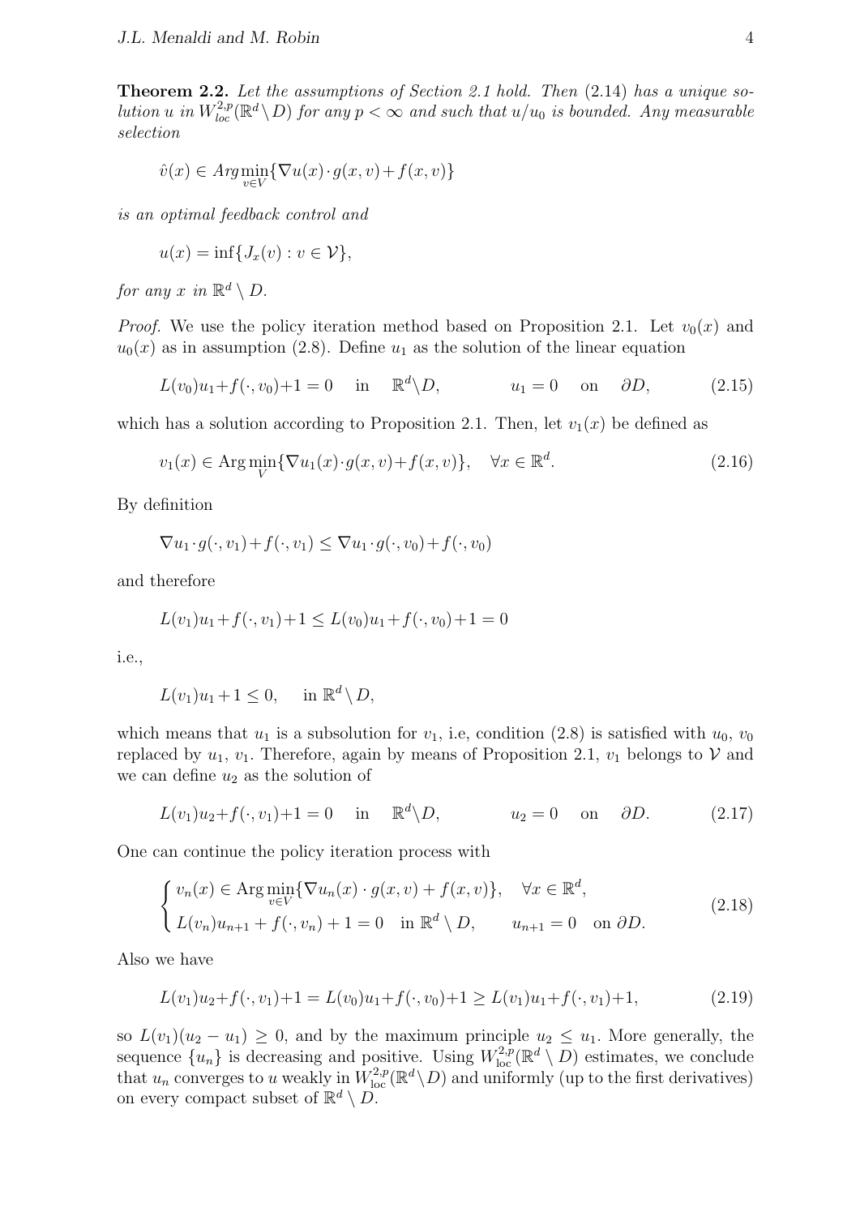**Theorem 2.2.** *Let the assumptions of Section 2.1 hold. Then* (2.14) *has a unique solution $u$ in $W^{2,p}_{loc}(\mathbb{R}^d \setminus D)$ for any $p < \infty$ and such that $u/u_0$ is bounded. Any measurable selection*

$$\hat{v}(x) \in Arg\min_{v \in V} \{\nabla u(x) \cdot g(x,v) + f(x,v)\}$$

*is an optimal feedback control and*

$$u(x) = \inf\{J_x(v) : v \in \mathcal{V}\},$$

*for any $x$ in $\mathbb{R}^d \setminus D$.*

*Proof.* We use the policy iteration method based on Proposition 2.1. Let $v_0(x)$ and $u_0(x)$ as in assumption (2.8). Define $u_1$ as the solution of the linear equation

$$L(v_0)u_1 + f(\cdot, v_0) + 1 = 0 \quad \text{in} \quad \mathbb{R}^d \setminus D, \qquad u_1 = 0 \quad \text{on} \quad \partial D, \tag{2.15}$$

which has a solution according to Proposition 2.1. Then, let $v_1(x)$ be defined as

$$v_1(x) \in \text{Arg}\min_{V} \{\nabla u_1(x) \cdot g(x,v) + f(x,v)\}, \quad \forall x \in \mathbb{R}^d. \tag{2.16}$$

By definition

$$\nabla u_1 \cdot g(\cdot, v_1) + f(\cdot, v_1) \le \nabla u_1 \cdot g(\cdot, v_0) + f(\cdot, v_0)$$

and therefore

$$L(v_1)u_1 + f(\cdot, v_1) + 1 \le L(v_0)u_1 + f(\cdot, v_0) + 1 = 0$$

i.e.,

$$L(v_1)u_1 + 1 \le 0, \qquad \text{in } \mathbb{R}^d \setminus D,$$

which means that $u_1$ is a subsolution for $v_1$, i.e, condition (2.8) is satisfied with $u_0$, $v_0$ replaced by $u_1$, $v_1$. Therefore, again by means of Proposition 2.1, $v_1$ belongs to $\mathcal{V}$ and we can define $u_2$ as the solution of

$$L(v_1)u_2 + f(\cdot, v_1) + 1 = 0 \quad \text{in} \quad \mathbb{R}^d \setminus D, \qquad u_2 = 0 \quad \text{on} \quad \partial D. \tag{2.17}$$

One can continue the policy iteration process with

$$\begin{cases} v_n(x) \in \text{Arg}\min\limits_{v \in V} \{\nabla u_n(x) \cdot g(x,v) + f(x,v)\}, \quad \forall x \in \mathbb{R}^d, \\ L(v_n)u_{n+1} + f(\cdot, v_n) + 1 = 0 \quad \text{in } \mathbb{R}^d \setminus D, \qquad u_{n+1} = 0 \quad \text{on } \partial D. \end{cases} \tag{2.18}$$

Also we have

$$L(v_1)u_2 + f(\cdot, v_1) + 1 = L(v_0)u_1 + f(\cdot, v_0) + 1 \ge L(v_1)u_1 + f(\cdot, v_1) + 1, \tag{2.19}$$

so $L(v_1)(u_2 - u_1) \ge 0$, and by the maximum principle $u_2 \le u_1$. More generally, the sequence $\{u_n\}$ is decreasing and positive. Using $W^{2,p}_{\text{loc}}(\mathbb{R}^d \setminus D)$ estimates, we conclude that $u_n$ converges to $u$ weakly in $W^{2,p}_{\text{loc}}(\mathbb{R}^d \setminus D)$ and uniformly (up to the first derivatives) on every compact subset of $\mathbb{R}^d \setminus D$.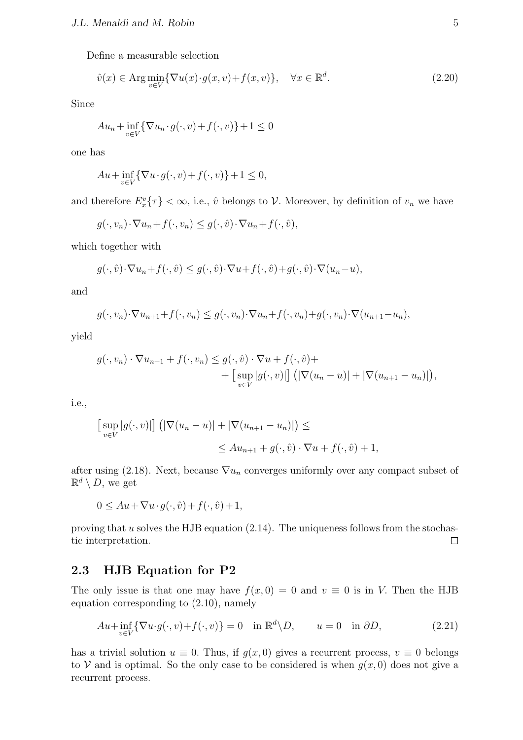Define a measurable selection

$$
\hat{v}(x) \in \operatorname{Arg}\min_{v\in V}\{\nabla u(x)\cdot g(x,v)+f(x,v)\}, \quad \forall x \in \mathbb{R}^d. \tag{2.20}
$$

Since

$$
Au_n+\inf_{v\in V}\{\nabla u_n\cdot g(\cdot,v)+f(\cdot,v)\}+1\le 0
$$

one has

$$
Au+\inf_{v\in V}\{\nabla u\cdot g(\cdot,v)+f(\cdot,v)\}+1\le 0,
$$

and therefore $E_x^v\{\tau\}<\infty$, i.e., $\hat{v}$ belongs to $\mathcal{V}$. Moreover, by definition of $v_n$ we have

$$
g(\cdot,v_n)\cdot\nabla u_n+f(\cdot,v_n)\le g(\cdot,\hat{v})\cdot\nabla u_n+f(\cdot,\hat{v}),
$$

which together with

$$
g(\cdot,\hat{v})\cdot\nabla u_n+f(\cdot,\hat{v})\le g(\cdot,\hat{v})\cdot\nabla u+f(\cdot,\hat{v})+g(\cdot,\hat{v})\cdot\nabla(u_n-u),
$$

and

$$
g(\cdot,v_n)\cdot\nabla u_{n+1}+f(\cdot,v_n)\le g(\cdot,v_n)\cdot\nabla u_n+f(\cdot,v_n)+g(\cdot,v_n)\cdot\nabla(u_{n+1}-u_n),
$$

yield

$$
\begin{aligned}
g(\cdot,v_n)\cdot\nabla u_{n+1}+f(\cdot,v_n)\le\, & g(\cdot,\hat{v})\cdot\nabla u+f(\cdot,\hat{v})+ \\
& +\big[\sup_{v\in V}|g(\cdot,v)|\big]\big(|\nabla(u_n-u)|+|\nabla(u_{n+1}-u_n)|\big),
\end{aligned}
$$

i.e.,

$$
\begin{aligned}
\big[\sup_{v\in V}|g(\cdot,v)|\big]\big(|\nabla(u_n-u)|+|\nabla(u_{n+1}-u_n)|\big)\le & \\
\le Au_{n+1}+g(\cdot,\hat{v})\cdot\nabla u+f(\cdot,\hat{v})+1, &
\end{aligned}
$$

after using (2.18). Next, because $\nabla u_n$ converges uniformly over any compact subset of $\mathbb{R}^d\setminus D$, we get

$$
0\le Au+\nabla u\cdot g(\cdot,\hat{v})+f(\cdot,\hat{v})+1,
$$

proving that $u$ solves the HJB equation (2.14). The uniqueness follows from the stochastic interpretation. □

## 2.3 HJB Equation for P2

The only issue is that one may have $f(x,0)=0$ and $v\equiv 0$ is in $V$. Then the HJB equation corresponding to (2.10), namely

$$
Au+\inf_{v\in V}\{\nabla u\cdot g(\cdot,v)+f(\cdot,v)\}=0 \quad \text{in } \mathbb{R}^d\setminus D, \qquad u=0 \quad \text{in } \partial D, \tag{2.21}
$$

has a trivial solution $u\equiv 0$. Thus, if $g(x,0)$ gives a recurrent process, $v\equiv 0$ belongs to $\mathcal{V}$ and is optimal. So the only case to be considered is when $g(x,0)$ does not give a recurrent process.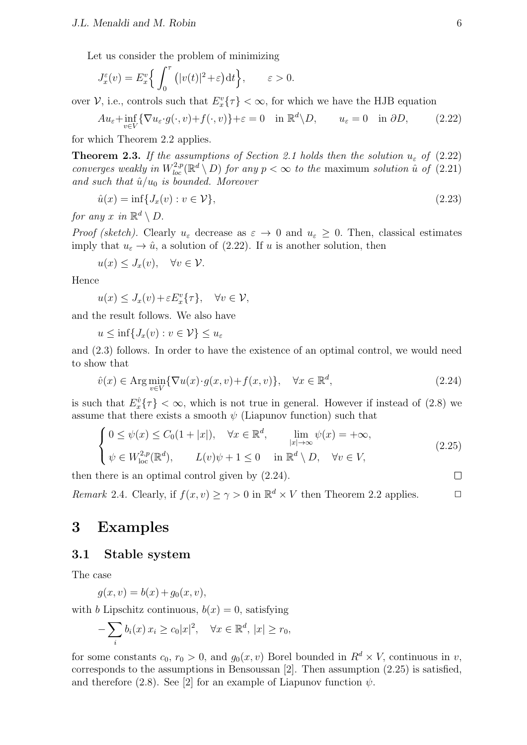Let us consider the problem of minimizing

$$J^{\varepsilon}_x(v) = E^v_x\Big\{ \int_0^{\tau} \big(|v(t)|^2 + \varepsilon\big)\mathrm{d}t\Big\}, \qquad \varepsilon > 0.$$

over $\mathcal{V}$, i.e., controls such that $E^v_x\{\tau\} < \infty$, for which we have the HJB equation

$$Au_{\varepsilon} + \inf_{v\in V}\{\nabla u_{\varepsilon}\cdot g(\cdot, v) + f(\cdot, v)\} + \varepsilon = 0 \quad \text{in } \mathbb{R}^d\setminus D, \qquad u_{\varepsilon} = 0 \quad \text{in } \partial D, \tag{2.22}$$

for which Theorem 2.2 applies.

**Theorem 2.3.** *If the assumptions of Section 2.1 holds then the solution $u_{\varepsilon}$ of (2.22) converges weakly in $W^{2,p}_{loc}(\mathbb{R}^d \setminus D)$ for any $p < \infty$ to the* maximum *solution $\hat{u}$ of (2.21) and such that $\hat{u}/u_0$ is bounded. Moreover*

$$\hat{u}(x) = \inf\{J_x(v) : v \in \mathcal{V}\}, \tag{2.23}$$

*for any $x$ in $\mathbb{R}^d \setminus D$.*

*Proof (sketch).* Clearly $u_{\varepsilon}$ decrease as $\varepsilon \to 0$ and $u_{\varepsilon} \geq 0$. Then, classical estimates imply that $u_{\varepsilon} \to \hat{u}$, a solution of (2.22). If $u$ is another solution, then

$$u(x) \leq J_x(v), \quad \forall v \in \mathcal{V}.$$

Hence

$$u(x) \leq J_x(v) + \varepsilon E^v_x\{\tau\}, \quad \forall v \in \mathcal{V},$$

and the result follows. We also have

$$u \leq \inf\{J_x(v) : v \in \mathcal{V}\} \leq u_{\varepsilon}$$

and (2.3) follows. In order to have the existence of an optimal control, we would need to show that

$$\hat{v}(x) \in \operatorname{Arg}\min_{v\in V}\{\nabla u(x)\cdot g(x, v) + f(x, v)\}, \quad \forall x \in \mathbb{R}^d, \tag{2.24}$$

is such that $E^{\hat{v}}_x\{\tau\} < \infty$, which is not true in general. However if instead of (2.8) we assume that there exists a smooth $\psi$ (Liapunov function) such that

$$\begin{cases} 0 \leq \psi(x) \leq C_0(1 + |x|), \quad \forall x \in \mathbb{R}^d, \qquad \lim\limits_{|x|\to\infty} \psi(x) = +\infty, \\ \psi \in W^{2,p}_{\mathrm{loc}}(\mathbb{R}^d), \qquad L(v)\psi + 1 \leq 0 \quad \text{in } \mathbb{R}^d \setminus D, \quad \forall v \in V, \end{cases} \tag{2.25}$$

then there is an optimal control given by (2.24). □

*Remark* 2.4. Clearly, if $f(x, v) \geq \gamma > 0$ in $\mathbb{R}^d \times V$ then Theorem 2.2 applies. □

# 3 Examples

## 3.1 Stable system

The case

$$g(x, v) = b(x) + g_0(x, v),$$

with $b$ Lipschitz continuous, $b(x) = 0$, satisfying

$$-\sum_i b_i(x)\, x_i \geq c_0|x|^2, \quad \forall x \in \mathbb{R}^d,\ |x| \geq r_0,$$

for some constants $c_0$, $r_0 > 0$, and $g_0(x, v)$ Borel bounded in $R^d \times V$, continuous in $v$, corresponds to the assumptions in Bensoussan [2]. Then assumption (2.25) is satisfied, and therefore (2.8). See [2] for an example of Liapunov function $\psi$.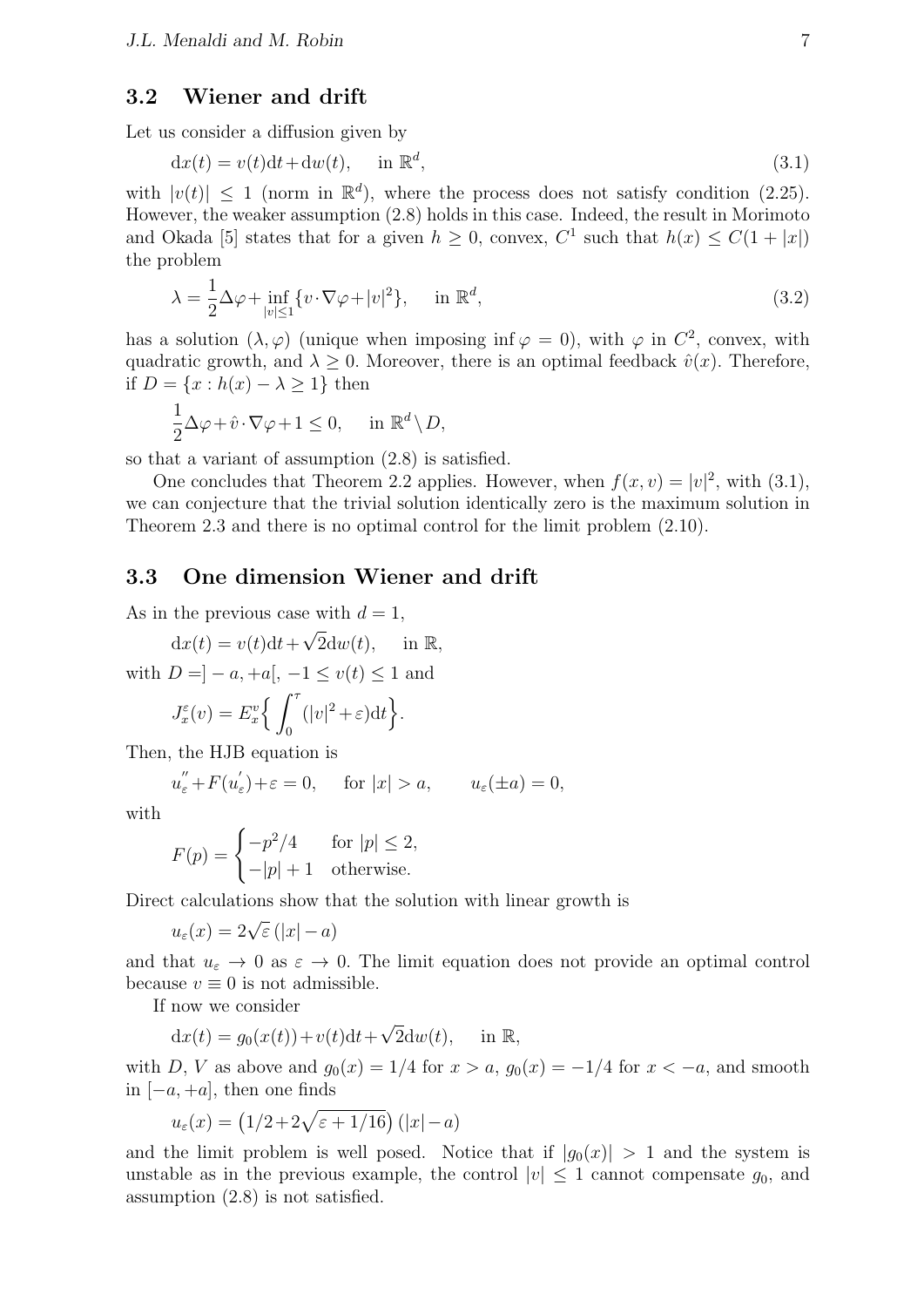### 3.2 Wiener and drift

Let us consider a diffusion given by

$$\mathrm{d}x(t) = v(t)\mathrm{d}t + \mathrm{d}w(t), \quad \text{in } \mathbb{R}^d, \tag{3.1}$$

with $|v(t)| \leq 1$ (norm in $\mathbb{R}^d$), where the process does not satisfy condition (2.25). However, the weaker assumption (2.8) holds in this case. Indeed, the result in Morimoto and Okada [5] states that for a given $h \geq 0$, convex, $C^1$ such that $h(x) \leq C(1 + |x|)$ the problem

$$\lambda = \frac{1}{2}\Delta\varphi + \inf_{|v|\leq 1}\{v \cdot \nabla\varphi + |v|^2\}, \quad \text{in } \mathbb{R}^d, \tag{3.2}$$

has a solution $(\lambda, \varphi)$ (unique when imposing $\inf \varphi = 0$), with $\varphi$ in $C^2$, convex, with quadratic growth, and $\lambda \geq 0$. Moreover, there is an optimal feedback $\hat{v}(x)$. Therefore, if $D = \{x : h(x) - \lambda \geq 1\}$ then

$$\frac{1}{2}\Delta\varphi + \hat{v} \cdot \nabla\varphi + 1 \leq 0, \quad \text{in } \mathbb{R}^d \setminus D,$$

so that a variant of assumption (2.8) is satisfied.

One concludes that Theorem 2.2 applies. However, when $f(x, v) = |v|^2$, with (3.1), we can conjecture that the trivial solution identically zero is the maximum solution in Theorem 2.3 and there is no optimal control for the limit problem (2.10).

### 3.3 One dimension Wiener and drift

As in the previous case with $d = 1$,

$$\mathrm{d}x(t) = v(t)\mathrm{d}t + \sqrt{2}\mathrm{d}w(t), \quad \text{in } \mathbb{R},$$

with $D = ]-a, +a[$, $-1 \leq v(t) \leq 1$ and

$$J_x^\varepsilon(v) = E_x^v\Big\{\int_0^\tau (|v|^2 + \varepsilon)\mathrm{d}t\Big\}.$$

Then, the HJB equation is

$$u_\varepsilon'' + F(u_\varepsilon') + \varepsilon = 0, \quad \text{for } |x| > a, \qquad u_\varepsilon(\pm a) = 0,$$

with

$$F(p) = \begin{cases} -p^2/4 & \text{for } |p| \leq 2, \\ -|p| + 1 & \text{otherwise.} \end{cases}$$

Direct calculations show that the solution with linear growth is

$$u_\varepsilon(x) = 2\sqrt{\varepsilon}\,(|x| - a)$$

and that $u_\varepsilon \to 0$ as $\varepsilon \to 0$. The limit equation does not provide an optimal control because $v \equiv 0$ is not admissible.

If now we consider

$$\mathrm{d}x(t) = g_0(x(t)) + v(t)\mathrm{d}t + \sqrt{2}\mathrm{d}w(t), \quad \text{in } \mathbb{R},$$

with $D$, $V$ as above and $g_0(x) = 1/4$ for $x > a$, $g_0(x) = -1/4$ for $x < -a$, and smooth in $[-a, +a]$, then one finds

$$u_\varepsilon(x) = \big(1/2 + 2\sqrt{\varepsilon + 1/16}\big)\,(|x| - a)$$

and the limit problem is well posed. Notice that if $|g_0(x)| > 1$ and the system is unstable as in the previous example, the control $|v| \leq 1$ cannot compensate $g_0$, and assumption (2.8) is not satisfied.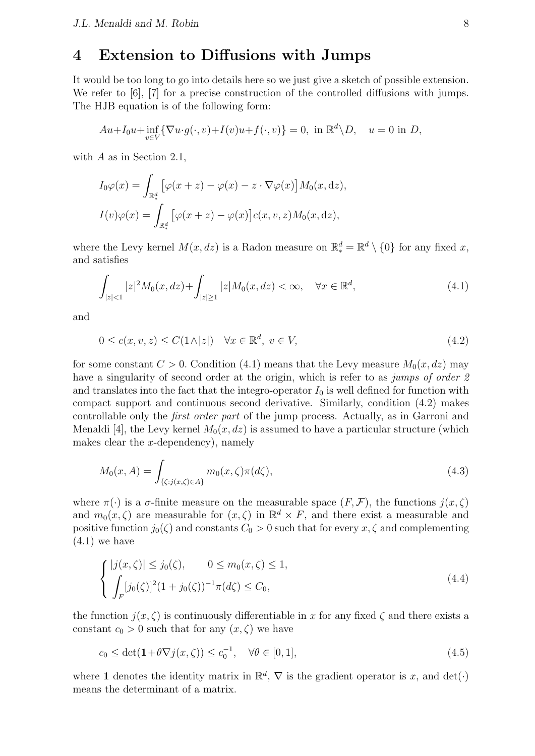# 4 Extension to Diffusions with Jumps

It would be too long to go into details here so we just give a sketch of possible extension. We refer to [6], [7] for a precise construction of the controlled diffusions with jumps. The HJB equation is of the following form:

$$Au + I_0 u + \inf_{v \in V} \{\nabla u \cdot g(\cdot, v) + I(v) u + f(\cdot, v)\} = 0, \text{ in } \mathbb{R}^d \setminus D, \quad u = 0 \text{ in } D,$$

with $A$ as in Section 2.1,

$$I_0 \varphi(x) = \int_{\mathbb{R}^d_*} \big[\varphi(x+z) - \varphi(x) - z \cdot \nabla \varphi(x)\big] M_0(x, \mathrm{d}z),$$

$$I(v) \varphi(x) = \int_{\mathbb{R}^d_*} \big[\varphi(x+z) - \varphi(x)\big] c(x, v, z) M_0(x, \mathrm{d}z),$$

where the Levy kernel $M(x, dz)$ is a Radon measure on $\mathbb{R}^d_* = \mathbb{R}^d \setminus \{0\}$ for any fixed $x$, and satisfies

$$\int_{|z|<1} |z|^2 M_0(x, dz) + \int_{|z| \geq 1} |z| M_0(x, dz) < \infty, \quad \forall x \in \mathbb{R}^d, \tag{4.1}$$

and

$$0 \leq c(x, v, z) \leq C(1 \wedge |z|) \quad \forall x \in \mathbb{R}^d, \ v \in V, \tag{4.2}$$

for some constant $C > 0$. Condition (4.1) means that the Levy measure $M_0(x, dz)$ may have a singularity of second order at the origin, which is refer to as *jumps of order 2* and translates into the fact that the integro-operator $I_0$ is well defined for function with compact support and continuous second derivative. Similarly, condition (4.2) makes controllable only the *first order part* of the jump process. Actually, as in Garroni and Menaldi [4], the Levy kernel $M_0(x, dz)$ is assumed to have a particular structure (which makes clear the $x$-dependency), namely

$$M_0(x, A) = \int_{\{\zeta : j(x,\zeta) \in A\}} m_0(x, \zeta) \pi(d\zeta), \tag{4.3}$$

where $\pi(\cdot)$ is a $\sigma$-finite measure on the measurable space $(F, \mathcal{F})$, the functions $j(x, \zeta)$ and $m_0(x, \zeta)$ are measurable for $(x, \zeta)$ in $\mathbb{R}^d \times F$, and there exist a measurable and positive function $j_0(\zeta)$ and constants $C_0 > 0$ such that for every $x, \zeta$ and complementing (4.1) we have

$$\begin{cases} |j(x, \zeta)| \leq j_0(\zeta), \qquad 0 \leq m_0(x, \zeta) \leq 1, \\ \displaystyle\int_F [j_0(\zeta)]^2 (1 + j_0(\zeta))^{-1} \pi(d\zeta) \leq C_0, \end{cases} \tag{4.4}$$

the function $j(x, \zeta)$ is continuously differentiable in $x$ for any fixed $\zeta$ and there exists a constant $c_0 > 0$ such that for any $(x, \zeta)$ we have

$$c_0 \leq \det(\mathbf{1} + \theta \nabla j(x, \zeta)) \leq c_0^{-1}, \quad \forall \theta \in [0, 1], \tag{4.5}$$

where $\mathbf{1}$ denotes the identity matrix in $\mathbb{R}^d$, $\nabla$ is the gradient operator is $x$, and $\det(\cdot)$ means the determinant of a matrix.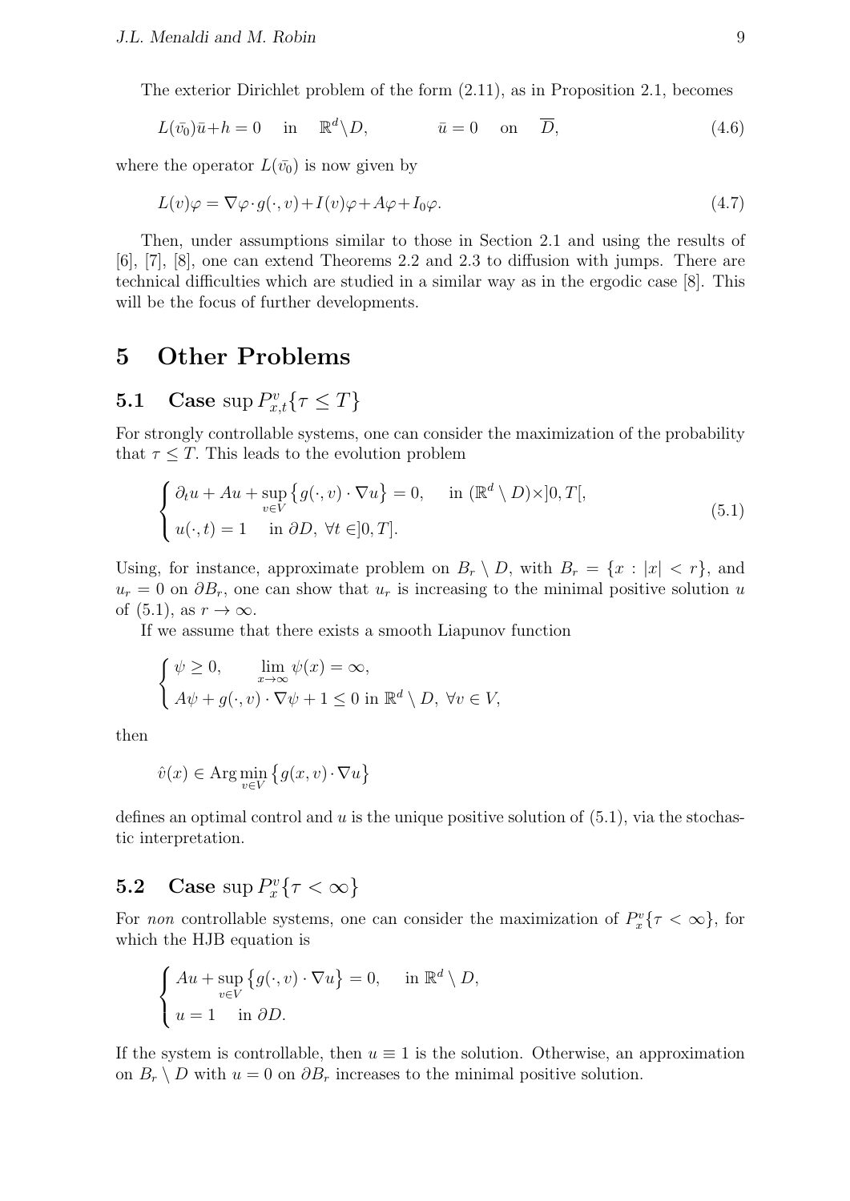The exterior Dirichlet problem of the form (2.11), as in Proposition 2.1, becomes

$$L(\bar{v_0})\bar{u}+h=0 \quad \text{in} \quad \mathbb{R}^d\setminus D, \qquad\qquad \bar{u}=0 \quad \text{on} \quad \overline{D}, \tag{4.6}$$

where the operator $L(\bar{v_0})$ is now given by

$$L(v)\varphi=\nabla\varphi\cdot g(\cdot,v)+I(v)\varphi+A\varphi+I_0\varphi. \tag{4.7}$$

Then, under assumptions similar to those in Section 2.1 and using the results of [6], [7], [8], one can extend Theorems 2.2 and 2.3 to diffusion with jumps. There are technical difficulties which are studied in a similar way as in the ergodic case [8]. This will be the focus of further developments.

# 5 Other Problems

## 5.1 Case $\sup P^v_{x,t}\{\tau \leq T\}$

For strongly controllable systems, one can consider the maximization of the probability that $\tau \leq T$. This leads to the evolution problem

$$\begin{cases} \partial_t u + Au + \sup\limits_{v\in V}\big\{g(\cdot,v)\cdot\nabla u\big\}=0, & \text{in } (\mathbb{R}^d\setminus D)\times ]0,T[, \\ u(\cdot,t)=1 \quad \text{in } \partial D, \ \forall t \in ]0,T]. \end{cases} \tag{5.1}$$

Using, for instance, approximate problem on $B_r\setminus D$, with $B_r=\{x : |x|<r\}$, and $u_r=0$ on $\partial B_r$, one can show that $u_r$ is increasing to the minimal positive solution $u$ of (5.1), as $r\to\infty$.

If we assume that there exists a smooth Liapunov function

$$\begin{cases} \psi \geq 0, \qquad \lim\limits_{x\to\infty}\psi(x)=\infty, \\ A\psi + g(\cdot,v)\cdot\nabla\psi + 1 \leq 0 \text{ in } \mathbb{R}^d\setminus D, \ \forall v\in V, \end{cases}$$

then

$$\hat{v}(x)\in \operatorname{Arg}\min_{v\in V}\big\{g(x,v)\cdot\nabla u\big\}$$

defines an optimal control and $u$ is the unique positive solution of (5.1), via the stochastic interpretation.

## 5.2 Case $\sup P^v_x\{\tau<\infty\}$

For *non* controllable systems, one can consider the maximization of $P^v_x\{\tau<\infty\}$, for which the HJB equation is

$$\begin{cases} Au + \sup\limits_{v\in V}\big\{g(\cdot,v)\cdot\nabla u\big\}=0, & \text{in } \mathbb{R}^d\setminus D, \\ u=1 \quad \text{in } \partial D. \end{cases}$$

If the system is controllable, then $u\equiv 1$ is the solution. Otherwise, an approximation on $B_r\setminus D$ with $u=0$ on $\partial B_r$ increases to the minimal positive solution.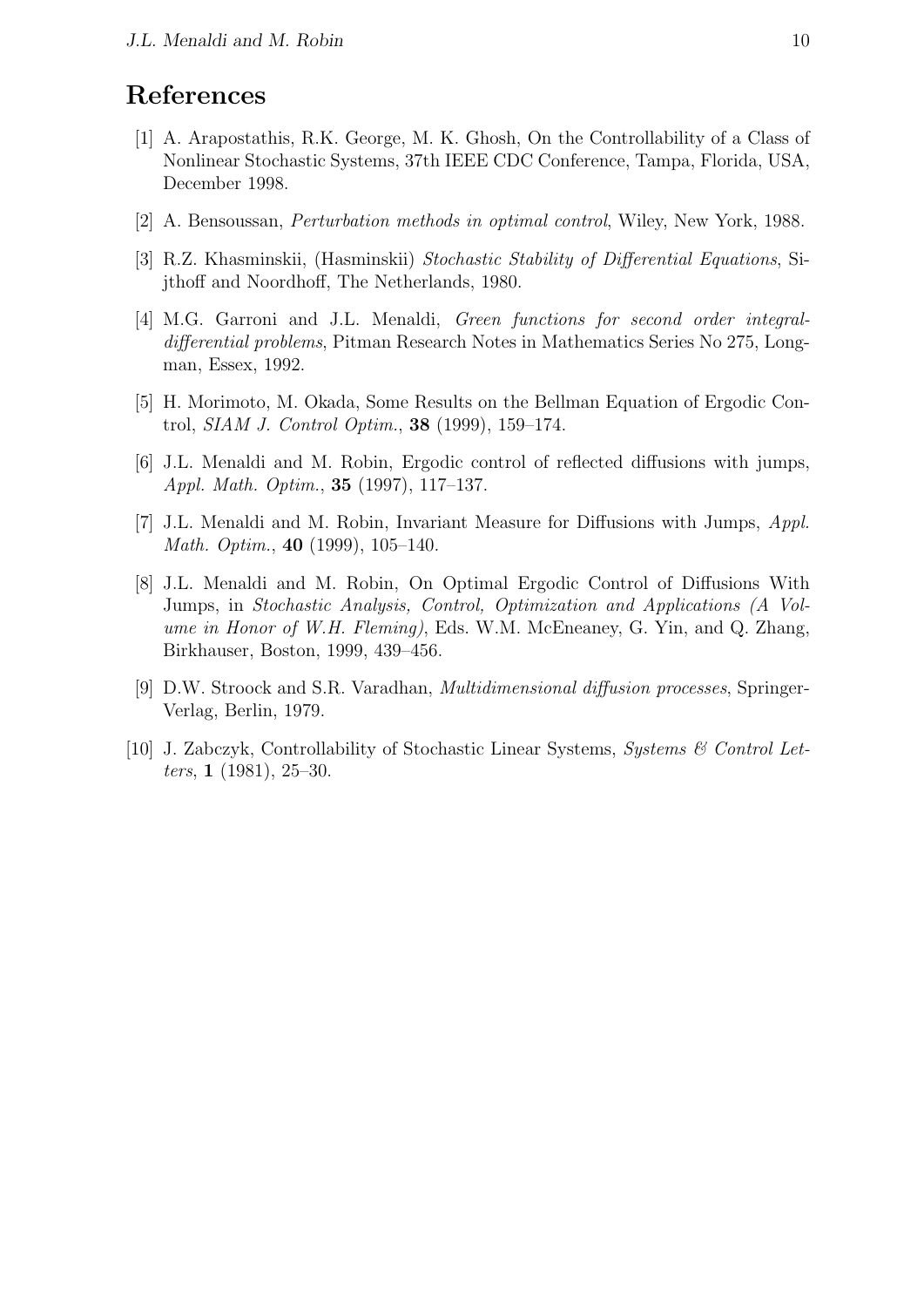## References

[1] A. Arapostathis, R.K. George, M. K. Ghosh, On the Controllability of a Class of Nonlinear Stochastic Systems, 37th IEEE CDC Conference, Tampa, Florida, USA, December 1998.

[2] A. Bensoussan, *Perturbation methods in optimal control*, Wiley, New York, 1988.

[3] R.Z. Khasminskii, (Hasminskii) *Stochastic Stability of Differential Equations*, Sijthoff and Noordhoff, The Netherlands, 1980.

[4] M.G. Garroni and J.L. Menaldi, *Green functions for second order integral-differential problems*, Pitman Research Notes in Mathematics Series No 275, Longman, Essex, 1992.

[5] H. Morimoto, M. Okada, Some Results on the Bellman Equation of Ergodic Control, *SIAM J. Control Optim.*, **38** (1999), 159–174.

[6] J.L. Menaldi and M. Robin, Ergodic control of reflected diffusions with jumps, *Appl. Math. Optim.*, **35** (1997), 117–137.

[7] J.L. Menaldi and M. Robin, Invariant Measure for Diffusions with Jumps, *Appl. Math. Optim.*, **40** (1999), 105–140.

[8] J.L. Menaldi and M. Robin, On Optimal Ergodic Control of Diffusions With Jumps, in *Stochastic Analysis, Control, Optimization and Applications (A Volume in Honor of W.H. Fleming)*, Eds. W.M. McEneaney, G. Yin, and Q. Zhang, Birkhauser, Boston, 1999, 439–456.

[9] D.W. Stroock and S.R. Varadhan, *Multidimensional diffusion processes*, Springer-Verlag, Berlin, 1979.

[10] J. Zabczyk, Controllability of Stochastic Linear Systems, *Systems & Control Letters*, **1** (1981), 25–30.